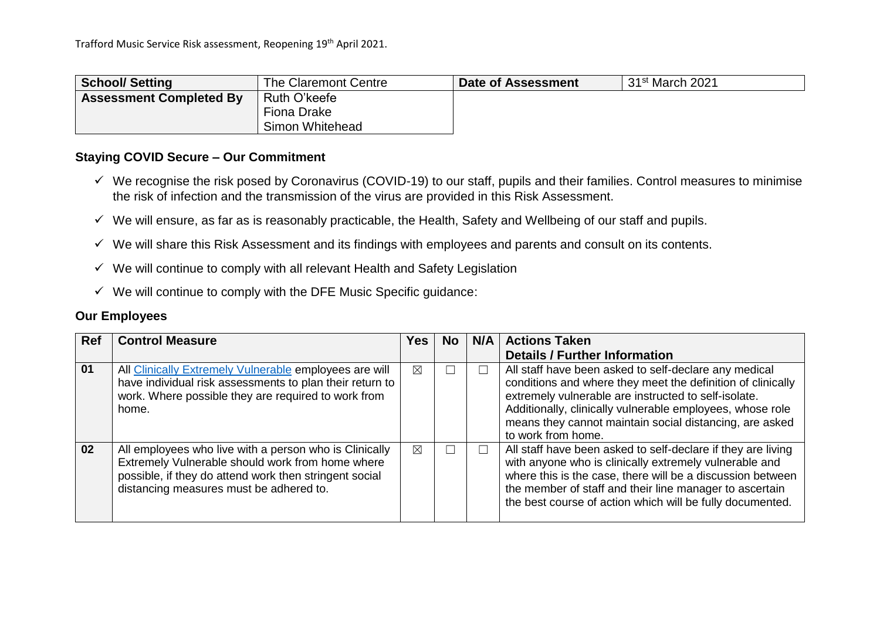Trafford Music Service Risk assessment, Reopening 19th April 2021.

| School/ Setting | The Claremont Centre | Date of Assessment | 31st March 2021 |
| --- | --- | --- | --- |
| Assessment Completed By | Ruth O'keefe<br>Fiona Drake<br>Simon Whitehead | | |

## Staying COVID Secure – Our Commitment

- ✓ We recognise the risk posed by Coronavirus (COVID-19) to our staff, pupils and their families. Control measures to minimise the risk of infection and the transmission of the virus are provided in this Risk Assessment.
- ✓ We will ensure, as far as is reasonably practicable, the Health, Safety and Wellbeing of our staff and pupils.
- ✓ We will share this Risk Assessment and its findings with employees and parents and consult on its contents.
- ✓ We will continue to comply with all relevant Health and Safety Legislation
- ✓ We will continue to comply with the DFE Music Specific guidance:

## Our Employees

| Ref | Control Measure | Yes | No | N/A | Actions Taken<br>Details / Further Information |
| --- | --- | --- | --- | --- | --- |
| 01 | All Clinically Extremely Vulnerable employees are will have individual risk assessments to plan their return to work. Where possible they are required to work from home. | ☒ | ☐ | ☐ | All staff have been asked to self-declare any medical conditions and where they meet the definition of clinically extremely vulnerable are instructed to self-isolate. Additionally, clinically vulnerable employees, whose role means they cannot maintain social distancing, are asked to work from home. |
| 02 | All employees who live with a person who is Clinically Extremely Vulnerable should work from home where possible, if they do attend work then stringent social distancing measures must be adhered to. | ☒ | ☐ | ☐ | All staff have been asked to self-declare if they are living with anyone who is clinically extremely vulnerable and where this is the case, there will be a discussion between the member of staff and their line manager to ascertain the best course of action which will be fully documented. |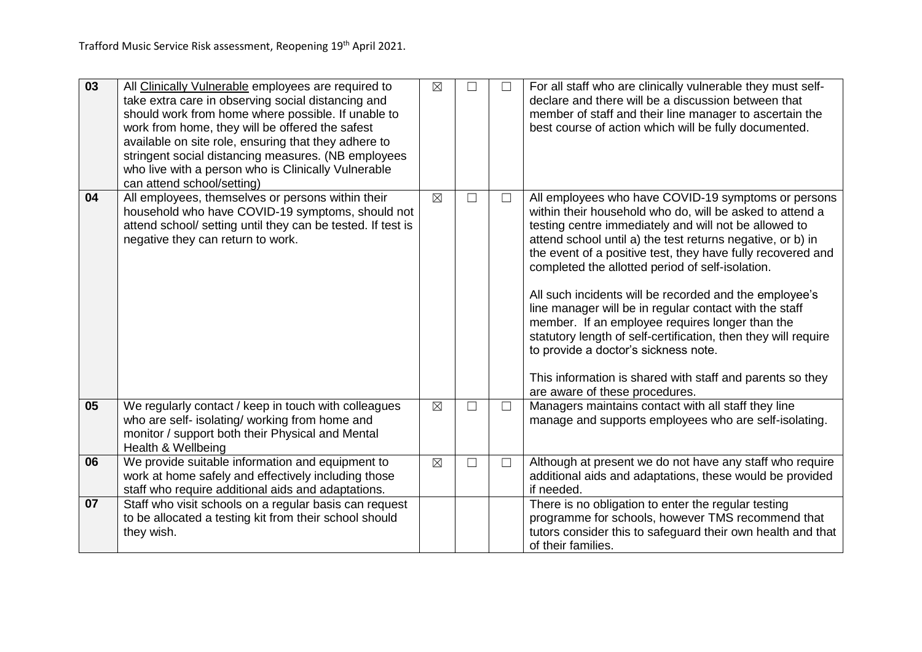| 03 | All Clinically Vulnerable employees are required to take extra care in observing social distancing and should work from home where possible. If unable to work from home, they will be offered the safest available on site role, ensuring that they adhere to stringent social distancing measures. (NB employees who live with a person who is Clinically Vulnerable can attend school/setting) | ☒ | ☐ | ☐ | For all staff who are clinically vulnerable they must self-declare and there will be a discussion between that member of staff and their line manager to ascertain the best course of action which will be fully documented. |
|---|---|---|---|---|---|
| 04 | All employees, themselves or persons within their household who have COVID-19 symptoms, should not attend school/ setting until they can be tested. If test is negative they can return to work. | ☒ | ☐ | ☐ | All employees who have COVID-19 symptoms or persons within their household who do, will be asked to attend a testing centre immediately and will not be allowed to attend school until a) the test returns negative, or b) in the event of a positive test, they have fully recovered and completed the allotted period of self-isolation.<br><br>All such incidents will be recorded and the employee's line manager will be in regular contact with the staff member. If an employee requires longer than the statutory length of self-certification, then they will require to provide a doctor's sickness note.<br><br>This information is shared with staff and parents so they are aware of these procedures. |
| 05 | We regularly contact / keep in touch with colleagues who are self- isolating/ working from home and monitor / support both their Physical and Mental Health & Wellbeing | ☒ | ☐ | ☐ | Managers maintains contact with all staff they line manage and supports employees who are self-isolating. |
| 06 | We provide suitable information and equipment to work at home safely and effectively including those staff who require additional aids and adaptations. | ☒ | ☐ | ☐ | Although at present we do not have any staff who require additional aids and adaptations, these would be provided if needed. |
| 07 | Staff who visit schools on a regular basis can request to be allocated a testing kit from their school should they wish. | | | | There is no obligation to enter the regular testing programme for schools, however TMS recommend that tutors consider this to safeguard their own health and that of their families. |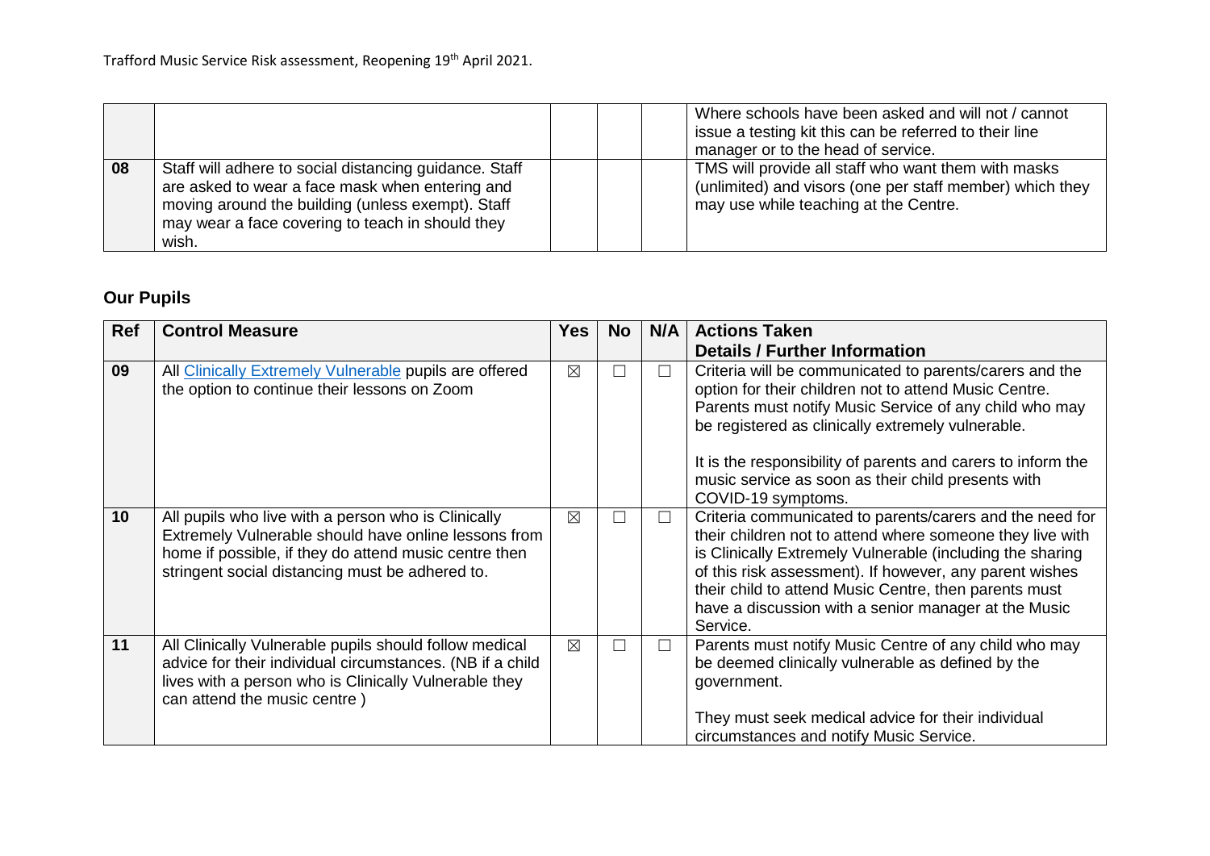| | | | | | |
|---|---|---|---|---|---|
| | | | | | Where schools have been asked and will not / cannot issue a testing kit this can be referred to their line manager or to the head of service. |
| 08 | Staff will adhere to social distancing guidance. Staff are asked to wear a face mask when entering and moving around the building (unless exempt). Staff may wear a face covering to teach in should they wish. | | | | TMS will provide all staff who want them with masks (unlimited) and visors (one per staff member) which they may use while teaching at the Centre. |

## Our Pupils

| Ref | Control Measure | Yes | No | N/A | Actions Taken<br>Details / Further Information |
|---|---|---|---|---|---|
| 09 | All [Clinically Extremely Vulnerable](#) pupils are offered the option to continue their lessons on Zoom | ☒ | ☐ | ☐ | Criteria will be communicated to parents/carers and the option for their children not to attend Music Centre. Parents must notify Music Service of any child who may be registered as clinically extremely vulnerable.<br><br>It is the responsibility of parents and carers to inform the music service as soon as their child presents with COVID-19 symptoms. |
| 10 | All pupils who live with a person who is Clinically Extremely Vulnerable should have online lessons from home if possible, if they do attend music centre then stringent social distancing must be adhered to. | ☒ | ☐ | ☐ | Criteria communicated to parents/carers and the need for their children not to attend where someone they live with is Clinically Extremely Vulnerable (including the sharing of this risk assessment). If however, any parent wishes their child to attend Music Centre, then parents must have a discussion with a senior manager at the Music Service. |
| 11 | All Clinically Vulnerable pupils should follow medical advice for their individual circumstances. (NB if a child lives with a person who is Clinically Vulnerable they can attend the music centre ) | ☒ | ☐ | ☐ | Parents must notify Music Centre of any child who may be deemed clinically vulnerable as defined by the government.<br><br>They must seek medical advice for their individual circumstances and notify Music Service. |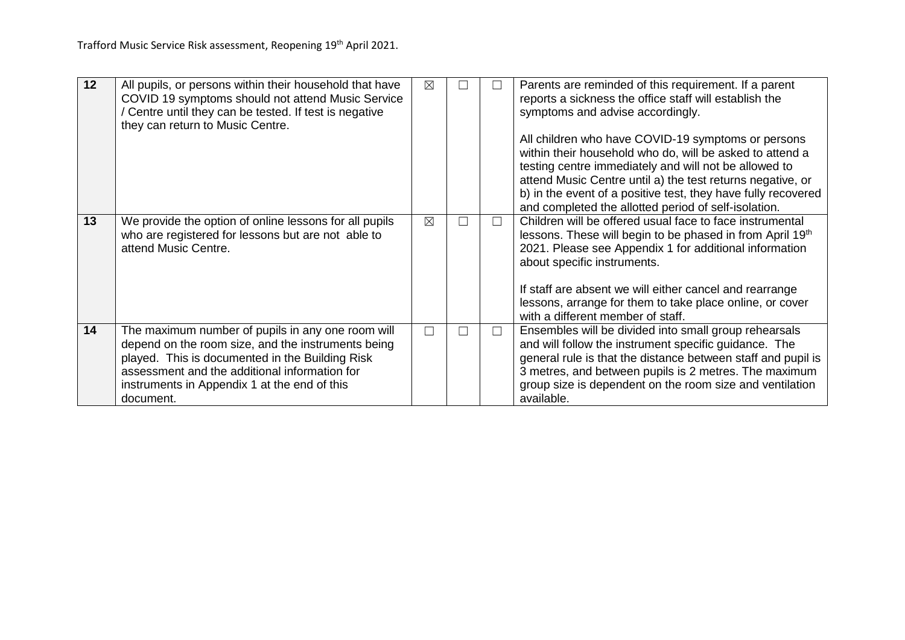| | | | | | |
|---|---|---|---|---|---|
| **12** | All pupils, or persons within their household that have COVID 19 symptoms should not attend Music Service / Centre until they can be tested. If test is negative they can return to Music Centre. | ☒ | ☐ | ☐ | Parents are reminded of this requirement. If a parent reports a sickness the office staff will establish the symptoms and advise accordingly.<br><br>All children who have COVID-19 symptoms or persons within their household who do, will be asked to attend a testing centre immediately and will not be allowed to attend Music Centre until a) the test returns negative, or b) in the event of a positive test, they have fully recovered and completed the allotted period of self-isolation. |
| **13** | We provide the option of online lessons for all pupils who are registered for lessons but are not able to attend Music Centre. | ☒ | ☐ | ☐ | Children will be offered usual face to face instrumental lessons. These will begin to be phased in from April 19th 2021. Please see Appendix 1 for additional information about specific instruments.<br><br>If staff are absent we will either cancel and rearrange lessons, arrange for them to take place online, or cover with a different member of staff. |
| **14** | The maximum number of pupils in any one room will depend on the room size, and the instruments being played. This is documented in the Building Risk assessment and the additional information for instruments in Appendix 1 at the end of this document. | ☐ | ☐ | ☐ | Ensembles will be divided into small group rehearsals and will follow the instrument specific guidance. The general rule is that the distance between staff and pupil is 3 metres, and between pupils is 2 metres. The maximum group size is dependent on the room size and ventilation available. |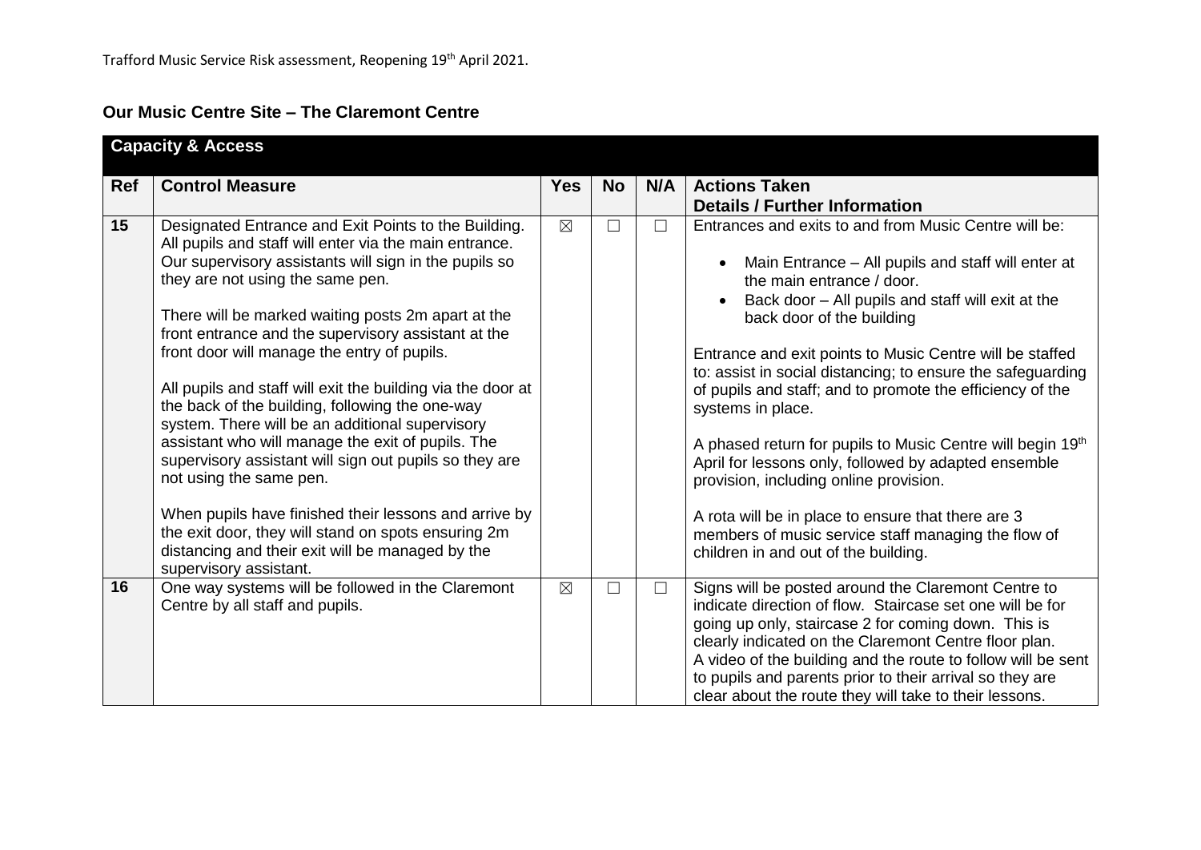## Our Music Centre Site – The Claremont Centre

| Capacity & Access | | | | | |
|---|---|---|---|---|---|
| **Ref** | **Control Measure** | **Yes** | **No** | **N/A** | **Actions Taken Details / Further Information** |
| 15 | Designated Entrance and Exit Points to the Building. All pupils and staff will enter via the main entrance. Our supervisory assistants will sign in the pupils so they are not using the same pen.<br><br>There will be marked waiting posts 2m apart at the front entrance and the supervisory assistant at the front door will manage the entry of pupils.<br><br>All pupils and staff will exit the building via the door at the back of the building, following the one-way system. There will be an additional supervisory assistant who will manage the exit of pupils. The supervisory assistant will sign out pupils so they are not using the same pen.<br><br>When pupils have finished their lessons and arrive by the exit door, they will stand on spots ensuring 2m distancing and their exit will be managed by the supervisory assistant. | ☒ | ☐ | ☐ | Entrances and exits to and from Music Centre will be:<br><br>• Main Entrance – All pupils and staff will enter at the main entrance / door.<br>• Back door – All pupils and staff will exit at the back door of the building<br><br>Entrance and exit points to Music Centre will be staffed to: assist in social distancing; to ensure the safeguarding of pupils and staff; and to promote the efficiency of the systems in place.<br><br>A phased return for pupils to Music Centre will begin 19th April for lessons only, followed by adapted ensemble provision, including online provision.<br><br>A rota will be in place to ensure that there are 3 members of music service staff managing the flow of children in and out of the building. |
| 16 | One way systems will be followed in the Claremont Centre by all staff and pupils. | ☒ | ☐ | ☐ | Signs will be posted around the Claremont Centre to indicate direction of flow. Staircase set one will be for going up only, staircase 2 for coming down. This is clearly indicated on the Claremont Centre floor plan. A video of the building and the route to follow will be sent to pupils and parents prior to their arrival so they are clear about the route they will take to their lessons. |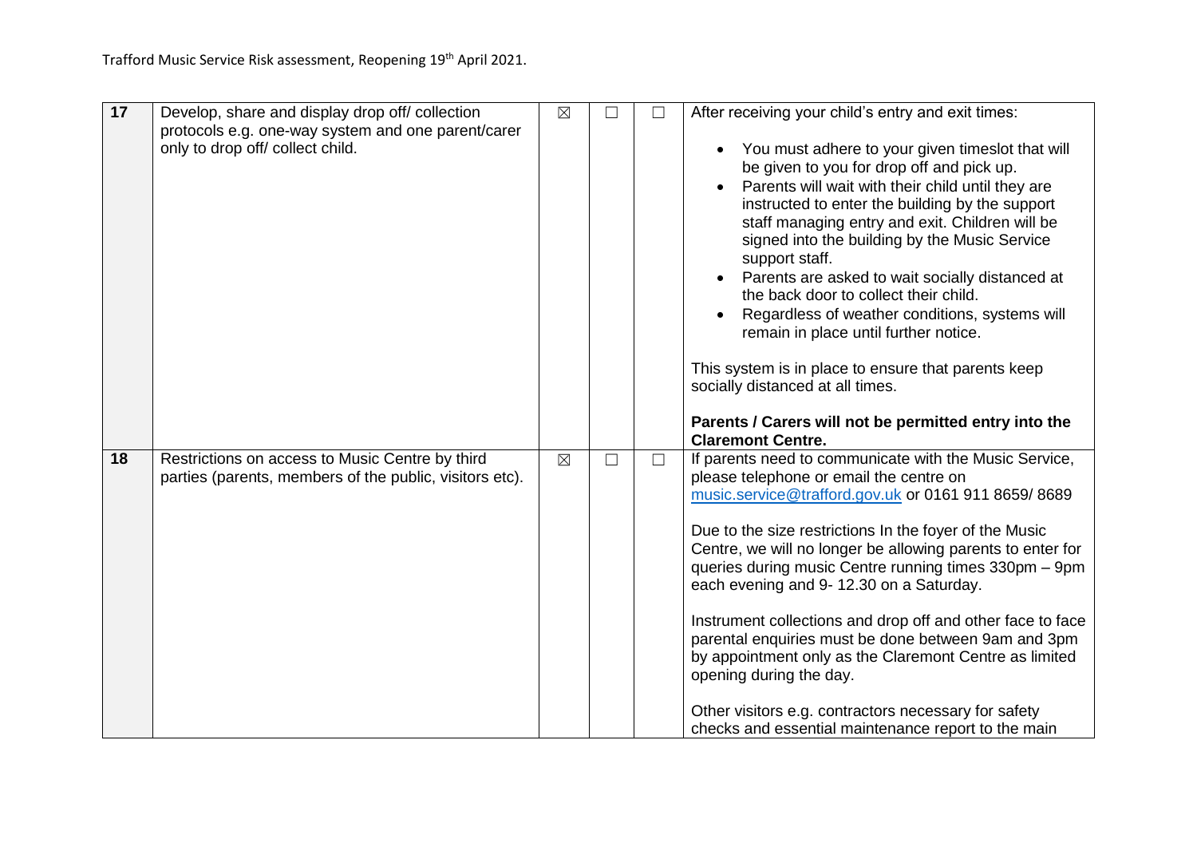| 17 | Develop, share and display drop off/ collection protocols e.g. one-way system and one parent/carer only to drop off/ collect child. | ☒ | ☐ | ☐ | After receiving your child's entry and exit times:<br><br>• You must adhere to your given timeslot that will be given to you for drop off and pick up.<br>• Parents will wait with their child until they are instructed to enter the building by the support staff managing entry and exit. Children will be signed into the building by the Music Service support staff.<br>• Parents are asked to wait socially distanced at the back door to collect their child.<br>• Regardless of weather conditions, systems will remain in place until further notice.<br><br>This system is in place to ensure that parents keep socially distanced at all times.<br><br>**Parents / Carers will not be permitted entry into the Claremont Centre.** |
|---|---|---|---|---|---|
| 18 | Restrictions on access to Music Centre by third parties (parents, members of the public, visitors etc). | ☒ | ☐ | ☐ | If parents need to communicate with the Music Service, please telephone or email the centre on music.service@trafford.gov.uk or 0161 911 8659/ 8689<br><br>Due to the size restrictions In the foyer of the Music Centre, we will no longer be allowing parents to enter for queries during music Centre running times 330pm – 9pm each evening and 9- 12.30 on a Saturday.<br><br>Instrument collections and drop off and other face to face parental enquiries must be done between 9am and 3pm by appointment only as the Claremont Centre as limited opening during the day.<br><br>Other visitors e.g. contractors necessary for safety checks and essential maintenance report to the main |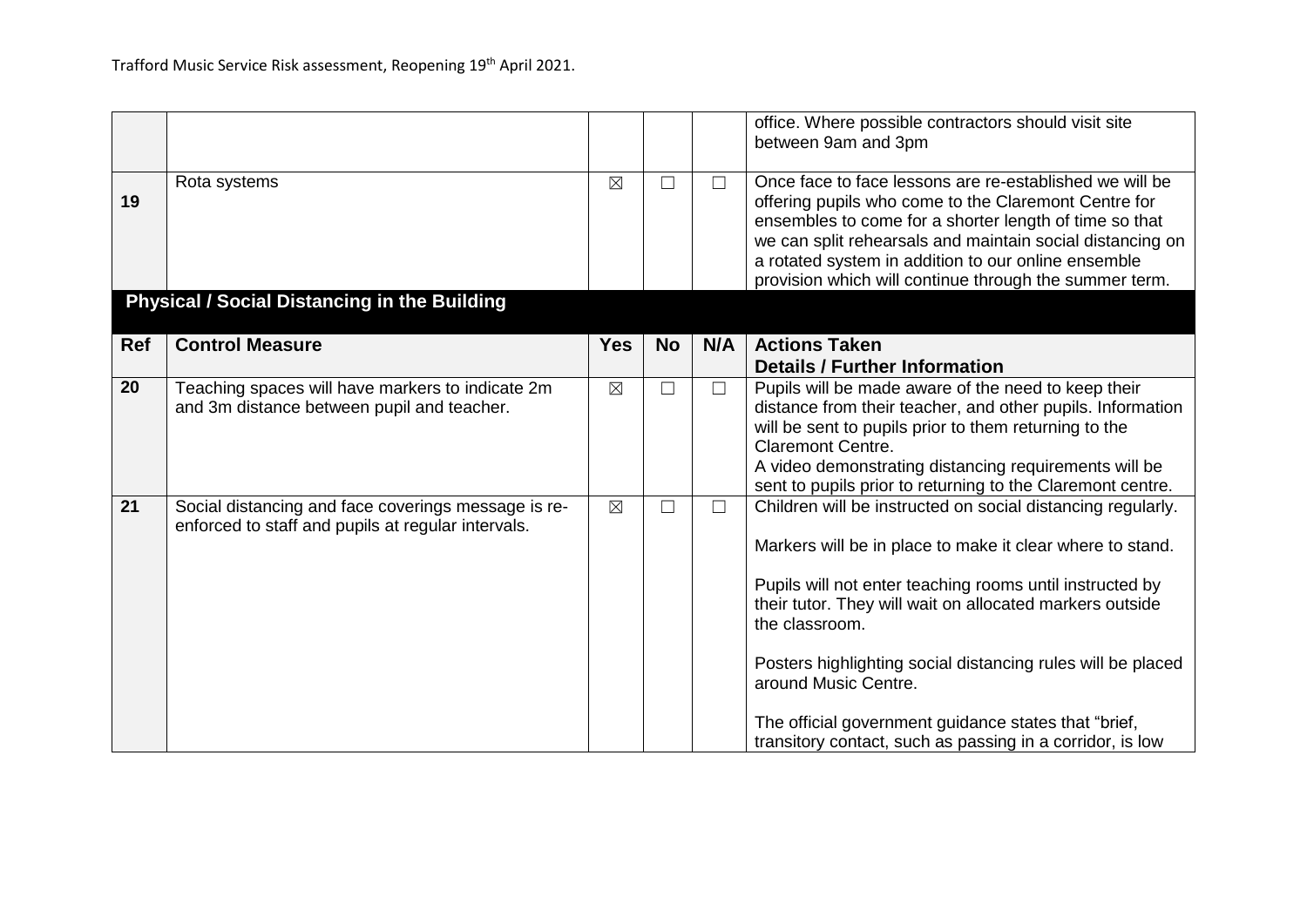| | | | | | office. Where possible contractors should visit site between 9am and 3pm |
|---|---|---|---|---|---|
| 19 | Rota systems | ☒ | ☐ | ☐ | Once face to face lessons are re-established we will be offering pupils who come to the Claremont Centre for ensembles to come for a shorter length of time so that we can split rehearsals and maintain social distancing on a rotated system in addition to our online ensemble provision which will continue through the summer term. |

**Physical / Social Distancing in the Building**

| Ref | Control Measure | Yes | No | N/A | Actions Taken<br>Details / Further Information |
|---|---|---|---|---|---|
| 20 | Teaching spaces will have markers to indicate 2m and 3m distance between pupil and teacher. | ☒ | ☐ | ☐ | Pupils will be made aware of the need to keep their distance from their teacher, and other pupils. Information will be sent to pupils prior to them returning to the Claremont Centre.<br>A video demonstrating distancing requirements will be sent to pupils prior to returning to the Claremont centre. |
| 21 | Social distancing and face coverings message is re-enforced to staff and pupils at regular intervals. | ☒ | ☐ | ☐ | Children will be instructed on social distancing regularly.<br><br>Markers will be in place to make it clear where to stand.<br><br>Pupils will not enter teaching rooms until instructed by their tutor. They will wait on allocated markers outside the classroom.<br><br>Posters highlighting social distancing rules will be placed around Music Centre.<br><br>The official government guidance states that "brief, transitory contact, such as passing in a corridor, is low |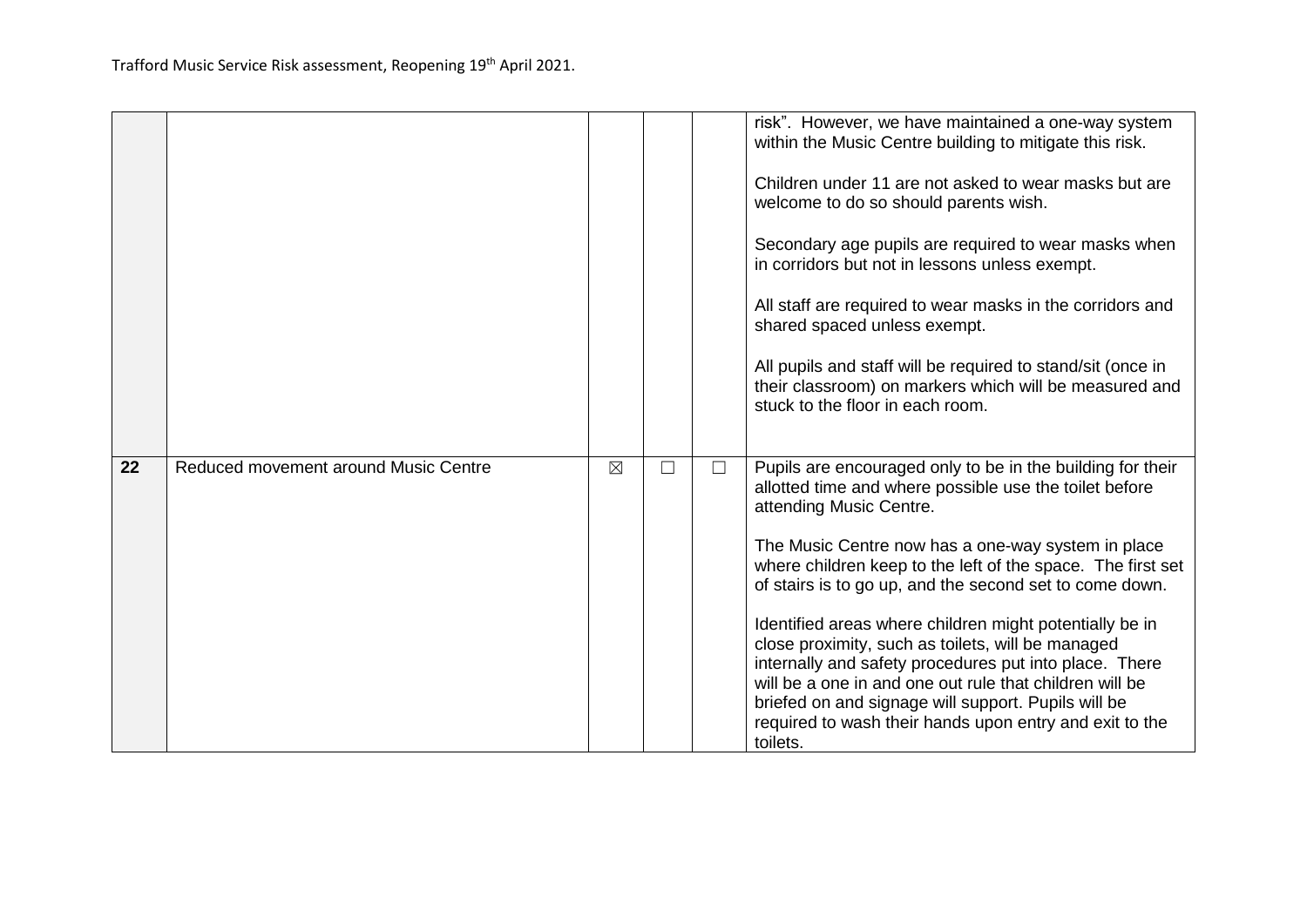| | | | | | |
|---|---|---|---|---|---|
| | | | | | risk". However, we have maintained a one-way system within the Music Centre building to mitigate this risk.<br><br>Children under 11 are not asked to wear masks but are welcome to do so should parents wish.<br><br>Secondary age pupils are required to wear masks when in corridors but not in lessons unless exempt.<br><br>All staff are required to wear masks in the corridors and shared spaced unless exempt.<br><br>All pupils and staff will be required to stand/sit (once in their classroom) on markers which will be measured and stuck to the floor in each room. |
| **22** | Reduced movement around Music Centre | ☒ | ☐ | ☐ | Pupils are encouraged only to be in the building for their allotted time and where possible use the toilet before attending Music Centre.<br><br>The Music Centre now has a one-way system in place where children keep to the left of the space. The first set of stairs is to go up, and the second set to come down.<br><br>Identified areas where children might potentially be in close proximity, such as toilets, will be managed internally and safety procedures put into place. There will be a one in and one out rule that children will be briefed on and signage will support. Pupils will be required to wash their hands upon entry and exit to the toilets. |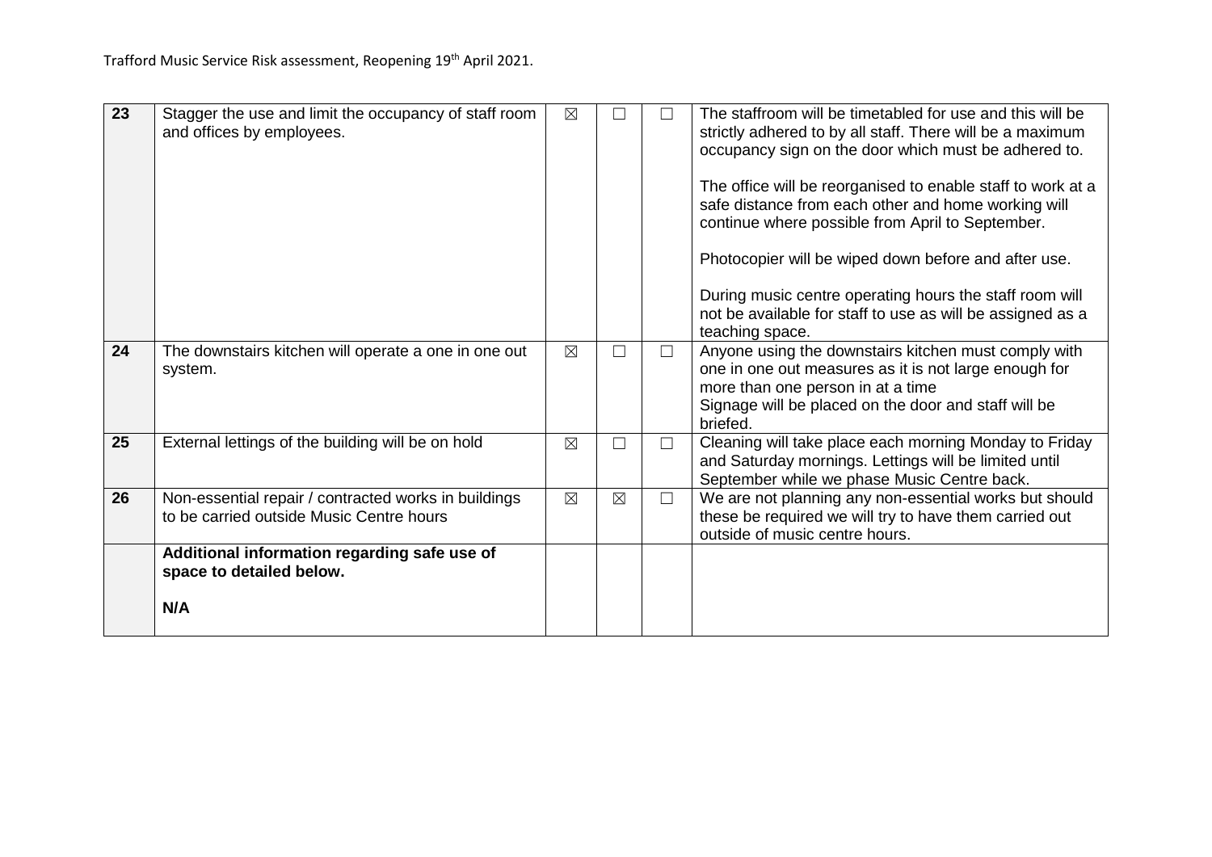| 23 | Stagger the use and limit the occupancy of staff room and offices by employees. | ☒ | ☐ | ☐ | The staffroom will be timetabled for use and this will be strictly adhered to by all staff. There will be a maximum occupancy sign on the door which must be adhered to.<br><br>The office will be reorganised to enable staff to work at a safe distance from each other and home working will continue where possible from April to September.<br><br>Photocopier will be wiped down before and after use.<br><br>During music centre operating hours the staff room will not be available for staff to use as will be assigned as a teaching space. |
|---|---|---|---|---|---|
| 24 | The downstairs kitchen will operate a one in one out system. | ☒ | ☐ | ☐ | Anyone using the downstairs kitchen must comply with one in one out measures as it is not large enough for more than one person in at a time<br>Signage will be placed on the door and staff will be briefed. |
| 25 | External lettings of the building will be on hold | ☒ | ☐ | ☐ | Cleaning will take place each morning Monday to Friday and Saturday mornings. Lettings will be limited until September while we phase Music Centre back. |
| 26 | Non-essential repair / contracted works in buildings to be carried outside Music Centre hours | ☒ | ☒ | ☐ | We are not planning any non-essential works but should these be required we will try to have them carried out outside of music centre hours. |
| | **Additional information regarding safe use of space to detailed below.**<br><br>**N/A** | | | | |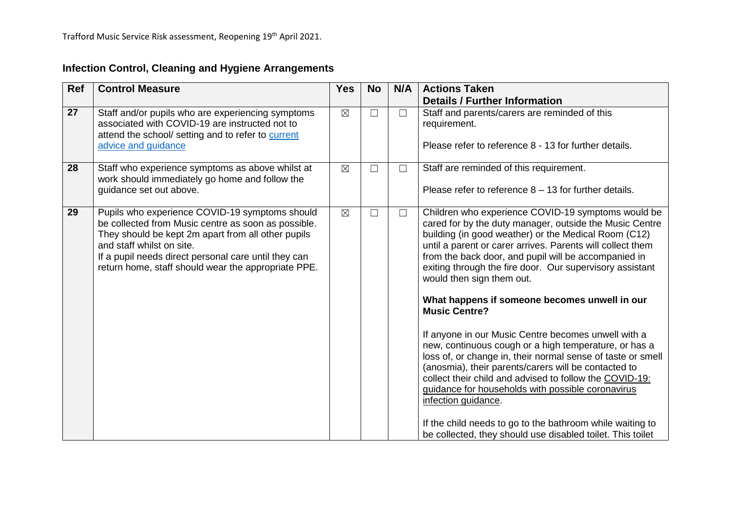## Infection Control, Cleaning and Hygiene Arrangements

| Ref | Control Measure | Yes | No | N/A | Actions Taken<br>Details / Further Information |
|---|---|---|---|---|---|
| 27 | Staff and/or pupils who are experiencing symptoms associated with COVID-19 are instructed not to attend the school/ setting and to refer to current advice and guidance | ☒ | ☐ | ☐ | Staff and parents/carers are reminded of this requirement.<br><br>Please refer to reference 8 - 13 for further details. |
| 28 | Staff who experience symptoms as above whilst at work should immediately go home and follow the guidance set out above. | ☒ | ☐ | ☐ | Staff are reminded of this requirement.<br><br>Please refer to reference 8 – 13 for further details. |
| 29 | Pupils who experience COVID-19 symptoms should be collected from Music centre as soon as possible. They should be kept 2m apart from all other pupils and staff whilst on site.<br>If a pupil needs direct personal care until they can return home, staff should wear the appropriate PPE. | ☒ | ☐ | ☐ | Children who experience COVID-19 symptoms would be cared for by the duty manager, outside the Music Centre building (in good weather) or the Medical Room (C12) until a parent or carer arrives. Parents will collect them from the back door, and pupil will be accompanied in exiting through the fire door. Our supervisory assistant would then sign them out.<br><br>**What happens if someone becomes unwell in our Music Centre?**<br><br>If anyone in our Music Centre becomes unwell with a new, continuous cough or a high temperature, or has a loss of, or change in, their normal sense of taste or smell (anosmia), their parents/carers will be contacted to collect their child and advised to follow the COVID-19: guidance for households with possible coronavirus infection guidance.<br><br>If the child needs to go to the bathroom while waiting to be collected, they should use disabled toilet. This toilet |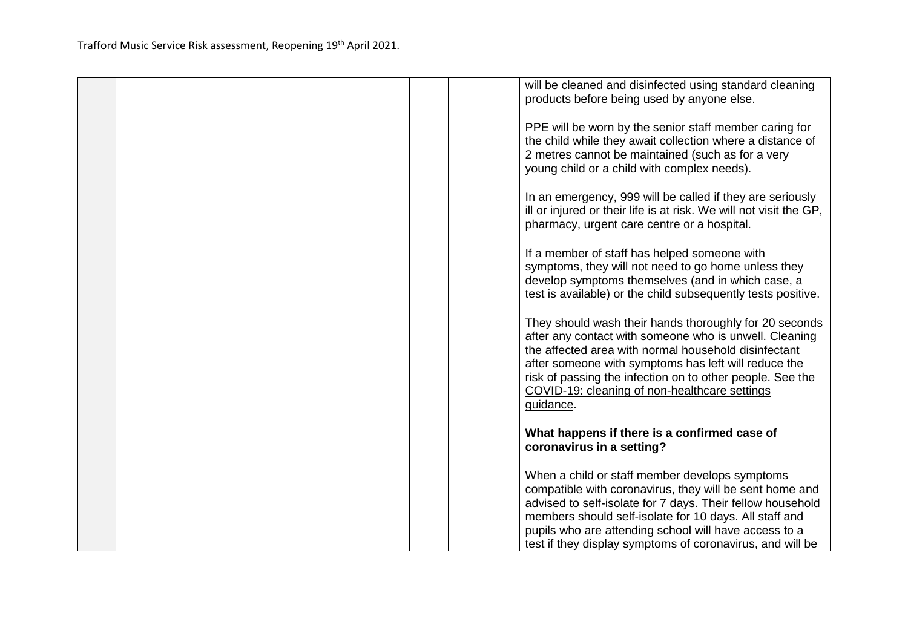| | | | | | |
|---|---|---|---|---|---|
| | | | | | will be cleaned and disinfected using standard cleaning products before being used by anyone else.<br><br>PPE will be worn by the senior staff member caring for the child while they await collection where a distance of 2 metres cannot be maintained (such as for a very young child or a child with complex needs).<br><br>In an emergency, 999 will be called if they are seriously ill or injured or their life is at risk. We will not visit the GP, pharmacy, urgent care centre or a hospital.<br><br>If a member of staff has helped someone with symptoms, they will not need to go home unless they develop symptoms themselves (and in which case, a test is available) or the child subsequently tests positive.<br><br>They should wash their hands thoroughly for 20 seconds after any contact with someone who is unwell. Cleaning the affected area with normal household disinfectant after someone with symptoms has left will reduce the risk of passing the infection on to other people. See the COVID-19: cleaning of non-healthcare settings guidance.<br><br>**What happens if there is a confirmed case of coronavirus in a setting?**<br><br>When a child or staff member develops symptoms compatible with coronavirus, they will be sent home and advised to self-isolate for 7 days. Their fellow household members should self-isolate for 10 days. All staff and pupils who are attending school will have access to a test if they display symptoms of coronavirus, and will be |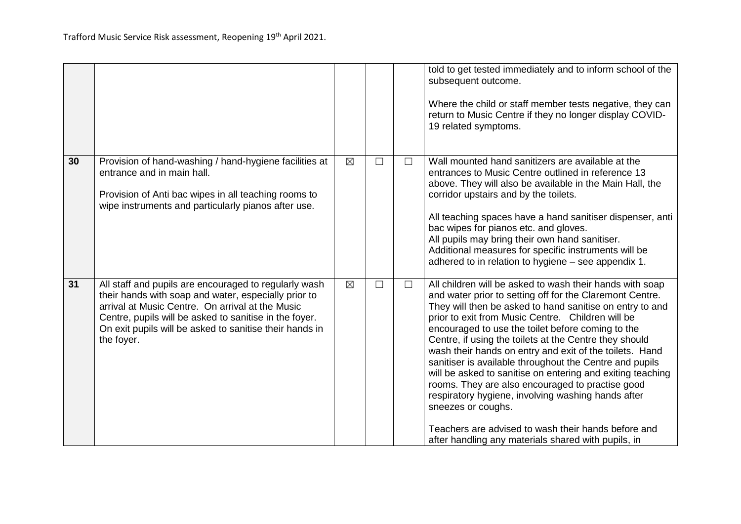| | | | | | |
|---|---|---|---|---|---|
| | | | | | told to get tested immediately and to inform school of the subsequent outcome.<br><br>Where the child or staff member tests negative, they can return to Music Centre if they no longer display COVID-19 related symptoms. |
| **30** | Provision of hand-washing / hand-hygiene facilities at entrance and in main hall.<br><br>Provision of Anti bac wipes in all teaching rooms to wipe instruments and particularly pianos after use. | ☒ | ☐ | ☐ | Wall mounted hand sanitizers are available at the entrances to Music Centre outlined in reference 13 above. They will also be available in the Main Hall, the corridor upstairs and by the toilets.<br><br>All teaching spaces have a hand sanitiser dispenser, anti bac wipes for pianos etc. and gloves.<br>All pupils may bring their own hand sanitiser.<br>Additional measures for specific instruments will be adhered to in relation to hygiene – see appendix 1. |
| **31** | All staff and pupils are encouraged to regularly wash their hands with soap and water, especially prior to arrival at Music Centre. On arrival at the Music Centre, pupils will be asked to sanitise in the foyer. On exit pupils will be asked to sanitise their hands in the foyer. | ☒ | ☐ | ☐ | All children will be asked to wash their hands with soap and water prior to setting off for the Claremont Centre. They will then be asked to hand sanitise on entry to and prior to exit from Music Centre. Children will be encouraged to use the toilet before coming to the Centre, if using the toilets at the Centre they should wash their hands on entry and exit of the toilets. Hand sanitiser is available throughout the Centre and pupils will be asked to sanitise on entering and exiting teaching rooms. They are also encouraged to practise good respiratory hygiene, involving washing hands after sneezes or coughs.<br><br>Teachers are advised to wash their hands before and after handling any materials shared with pupils, in |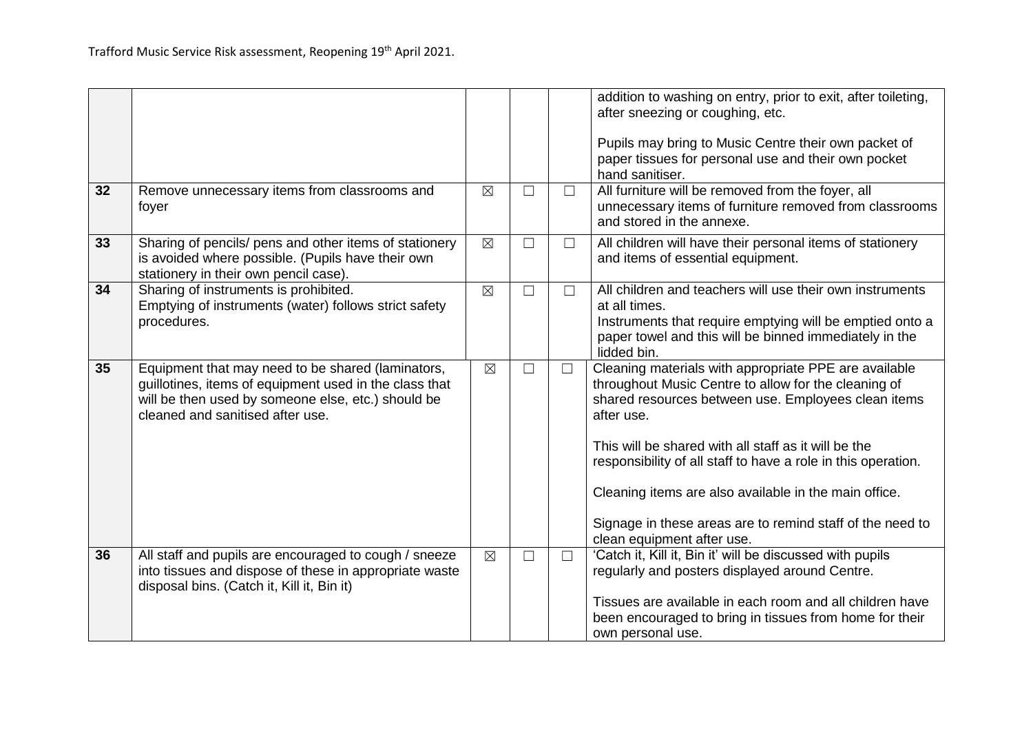| | | | | | |
|---|---|---|---|---|---|
| | | | | | addition to washing on entry, prior to exit, after toileting, after sneezing or coughing, etc.<br><br>Pupils may bring to Music Centre their own packet of paper tissues for personal use and their own pocket hand sanitiser. |
| **32** | Remove unnecessary items from classrooms and foyer | ☒ | ☐ | ☐ | All furniture will be removed from the foyer, all unnecessary items of furniture removed from classrooms and stored in the annexe. |
| **33** | Sharing of pencils/ pens and other items of stationery is avoided where possible. (Pupils have their own stationery in their own pencil case). | ☒ | ☐ | ☐ | All children will have their personal items of stationery and items of essential equipment. |
| **34** | Sharing of instruments is prohibited.<br>Emptying of instruments (water) follows strict safety procedures. | ☒ | ☐ | ☐ | All children and teachers will use their own instruments at all times.<br>Instruments that require emptying will be emptied onto a paper towel and this will be binned immediately in the lidded bin. |
| **35** | Equipment that may need to be shared (laminators, guillotines, items of equipment used in the class that will be then used by someone else, etc.) should be cleaned and sanitised after use. | ☒ | ☐ | ☐ | Cleaning materials with appropriate PPE are available throughout Music Centre to allow for the cleaning of shared resources between use. Employees clean items after use.<br><br>This will be shared with all staff as it will be the responsibility of all staff to have a role in this operation.<br><br>Cleaning items are also available in the main office.<br><br>Signage in these areas are to remind staff of the need to clean equipment after use. |
| **36** | All staff and pupils are encouraged to cough / sneeze into tissues and dispose of these in appropriate waste disposal bins. (Catch it, Kill it, Bin it) | ☒ | ☐ | ☐ | 'Catch it, Kill it, Bin it' will be discussed with pupils regularly and posters displayed around Centre.<br><br>Tissues are available in each room and all children have been encouraged to bring in tissues from home for their own personal use. |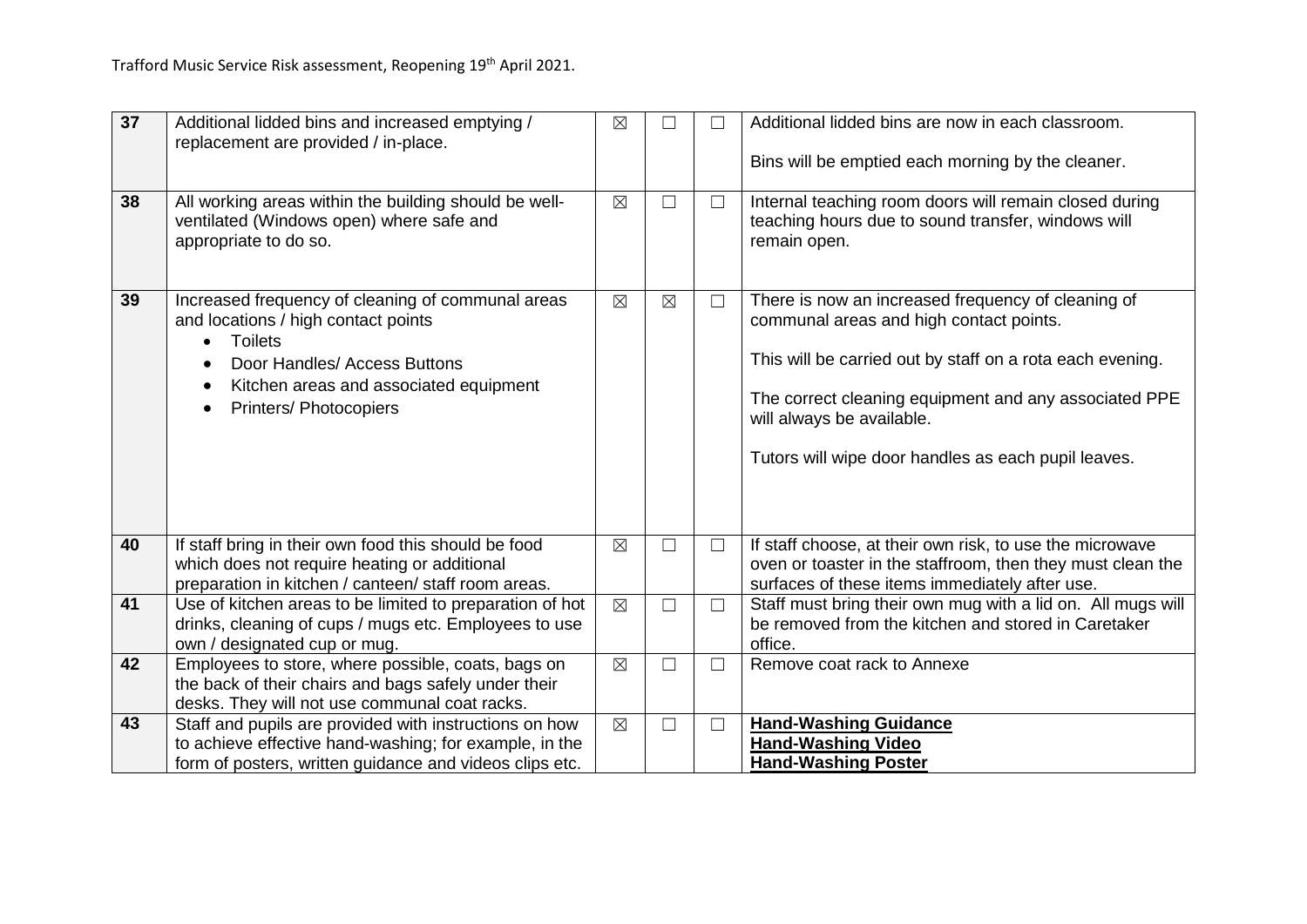| 37 | Additional lidded bins and increased emptying / replacement are provided / in-place. | ☒ | ☐ | ☐ | Additional lidded bins are now in each classroom.<br><br>Bins will be emptied each morning by the cleaner. |
|---|---|---|---|---|---|
| 38 | All working areas within the building should be well-ventilated (Windows open) where safe and appropriate to do so. | ☒ | ☐ | ☐ | Internal teaching room doors will remain closed during teaching hours due to sound transfer, windows will remain open. |
| 39 | Increased frequency of cleaning of communal areas and locations / high contact points<br>• Toilets<br>• Door Handles/ Access Buttons<br>• Kitchen areas and associated equipment<br>• Printers/ Photocopiers | ☒ | ☒ | ☐ | There is now an increased frequency of cleaning of communal areas and high contact points.<br><br>This will be carried out by staff on a rota each evening.<br><br>The correct cleaning equipment and any associated PPE will always be available.<br><br>Tutors will wipe door handles as each pupil leaves. |
| 40 | If staff bring in their own food this should be food which does not require heating or additional preparation in kitchen / canteen/ staff room areas. | ☒ | ☐ | ☐ | If staff choose, at their own risk, to use the microwave oven or toaster in the staffroom, then they must clean the surfaces of these items immediately after use. |
| 41 | Use of kitchen areas to be limited to preparation of hot drinks, cleaning of cups / mugs etc. Employees to use own / designated cup or mug. | ☒ | ☐ | ☐ | Staff must bring their own mug with a lid on. All mugs will be removed from the kitchen and stored in Caretaker office. |
| 42 | Employees to store, where possible, coats, bags on the back of their chairs and bags safely under their desks. They will not use communal coat racks. | ☒ | ☐ | ☐ | Remove coat rack to Annexe |
| 43 | Staff and pupils are provided with instructions on how to achieve effective hand-washing; for example, in the form of posters, written guidance and videos clips etc. | ☒ | ☐ | ☐ | **Hand-Washing Guidance**<br>**Hand-Washing Video**<br>**Hand-Washing Poster** |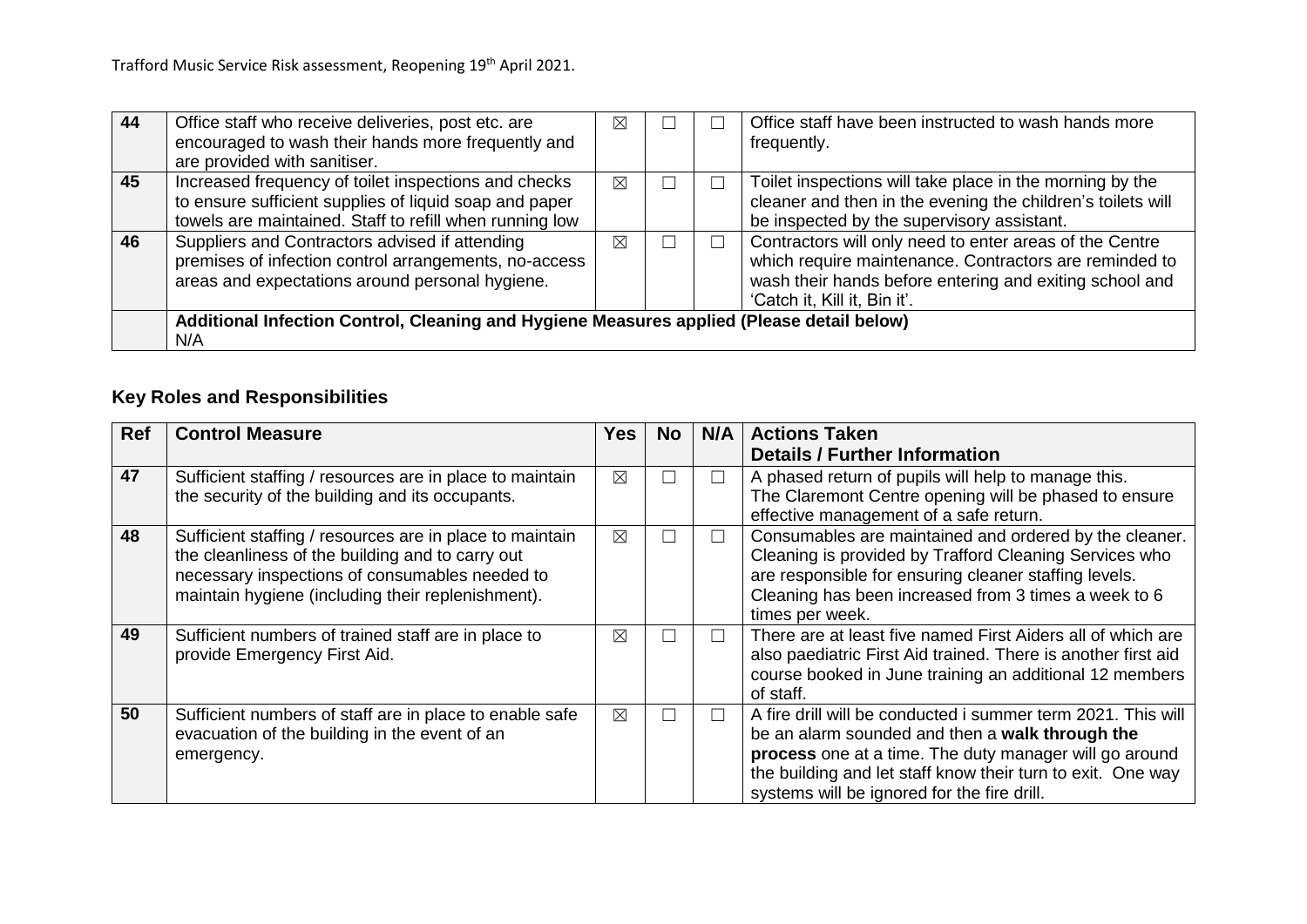| | | | | | |
|---|---|---|---|---|---|
| 44 | Office staff who receive deliveries, post etc. are encouraged to wash their hands more frequently and are provided with sanitiser. | ☒ | ☐ | ☐ | Office staff have been instructed to wash hands more frequently. |
| 45 | Increased frequency of toilet inspections and checks to ensure sufficient supplies of liquid soap and paper towels are maintained. Staff to refill when running low | ☒ | ☐ | ☐ | Toilet inspections will take place in the morning by the cleaner and then in the evening the children's toilets will be inspected by the supervisory assistant. |
| 46 | Suppliers and Contractors advised if attending premises of infection control arrangements, no-access areas and expectations around personal hygiene. | ☒ | ☐ | ☐ | Contractors will only need to enter areas of the Centre which require maintenance. Contractors are reminded to wash their hands before entering and exiting school and 'Catch it, Kill it, Bin it'. |
| | **Additional Infection Control, Cleaning and Hygiene Measures applied (Please detail below)** N/A | | | | |

## Key Roles and Responsibilities

| Ref | Control Measure | Yes | No | N/A | Actions Taken Details / Further Information |
|---|---|---|---|---|---|
| 47 | Sufficient staffing / resources are in place to maintain the security of the building and its occupants. | ☒ | ☐ | ☐ | A phased return of pupils will help to manage this. The Claremont Centre opening will be phased to ensure effective management of a safe return. |
| 48 | Sufficient staffing / resources are in place to maintain the cleanliness of the building and to carry out necessary inspections of consumables needed to maintain hygiene (including their replenishment). | ☒ | ☐ | ☐ | Consumables are maintained and ordered by the cleaner. Cleaning is provided by Trafford Cleaning Services who are responsible for ensuring cleaner staffing levels. Cleaning has been increased from 3 times a week to 6 times per week. |
| 49 | Sufficient numbers of trained staff are in place to provide Emergency First Aid. | ☒ | ☐ | ☐ | There are at least five named First Aiders all of which are also paediatric First Aid trained. There is another first aid course booked in June training an additional 12 members of staff. |
| 50 | Sufficient numbers of staff are in place to enable safe evacuation of the building in the event of an emergency. | ☒ | ☐ | ☐ | A fire drill will be conducted i summer term 2021. This will be an alarm sounded and then a **walk through the process** one at a time. The duty manager will go around the building and let staff know their turn to exit. One way systems will be ignored for the fire drill. |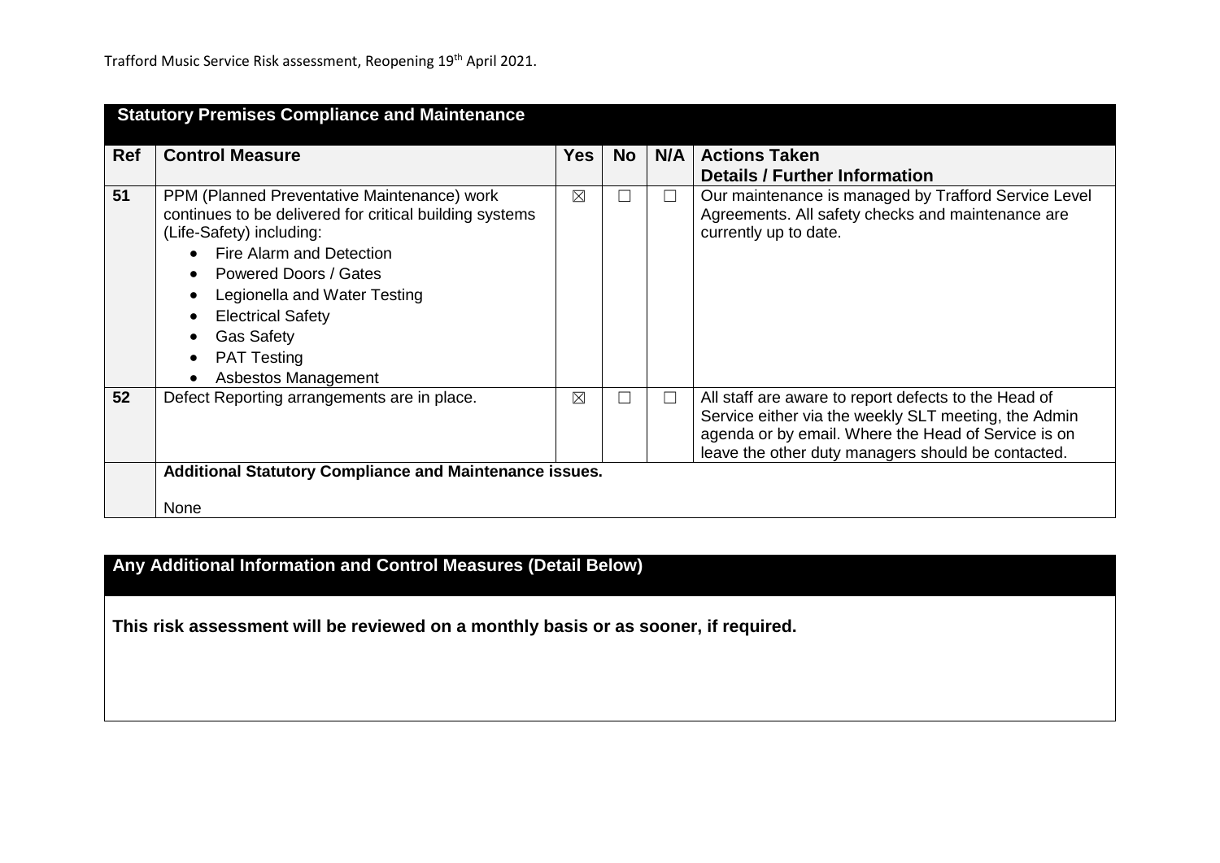## Statutory Premises Compliance and Maintenance

| Ref | Control Measure | Yes | No | N/A | Actions Taken Details / Further Information |
|---|---|---|---|---|---|
| 51 | PPM (Planned Preventative Maintenance) work continues to be delivered for critical building systems (Life-Safety) including: • Fire Alarm and Detection • Powered Doors / Gates • Legionella and Water Testing • Electrical Safety • Gas Safety • PAT Testing • Asbestos Management | ☒ | ☐ | ☐ | Our maintenance is managed by Trafford Service Level Agreements. All safety checks and maintenance are currently up to date. |
| 52 | Defect Reporting arrangements are in place. | ☒ | ☐ | ☐ | All staff are aware to report defects to the Head of Service either via the weekly SLT meeting, the Admin agenda or by email. Where the Head of Service is on leave the other duty managers should be contacted. |
| | **Additional Statutory Compliance and Maintenance issues.** None | | | | |

## Any Additional Information and Control Measures (Detail Below)

**This risk assessment will be reviewed on a monthly basis or as sooner, if required.**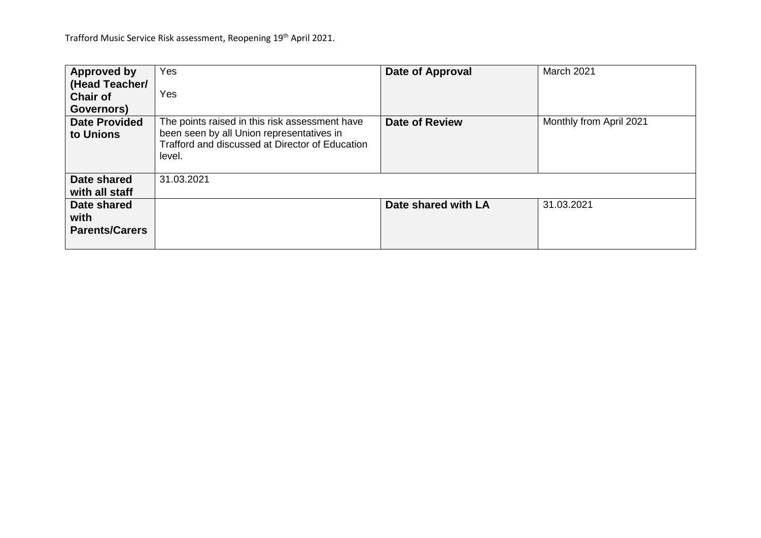| Approved by (Head Teacher/ Chair of Governors) | Yes<br><br>Yes | Date of Approval | March 2021 |
|---|---|---|---|
| Date Provided to Unions | The points raised in this risk assessment have been seen by all Union representatives in Trafford and discussed at Director of Education level. | Date of Review | Monthly from April 2021 |
| Date shared with all staff | 31.03.2021 | | |
| Date shared with Parents/Carers | | Date shared with LA | 31.03.2021 |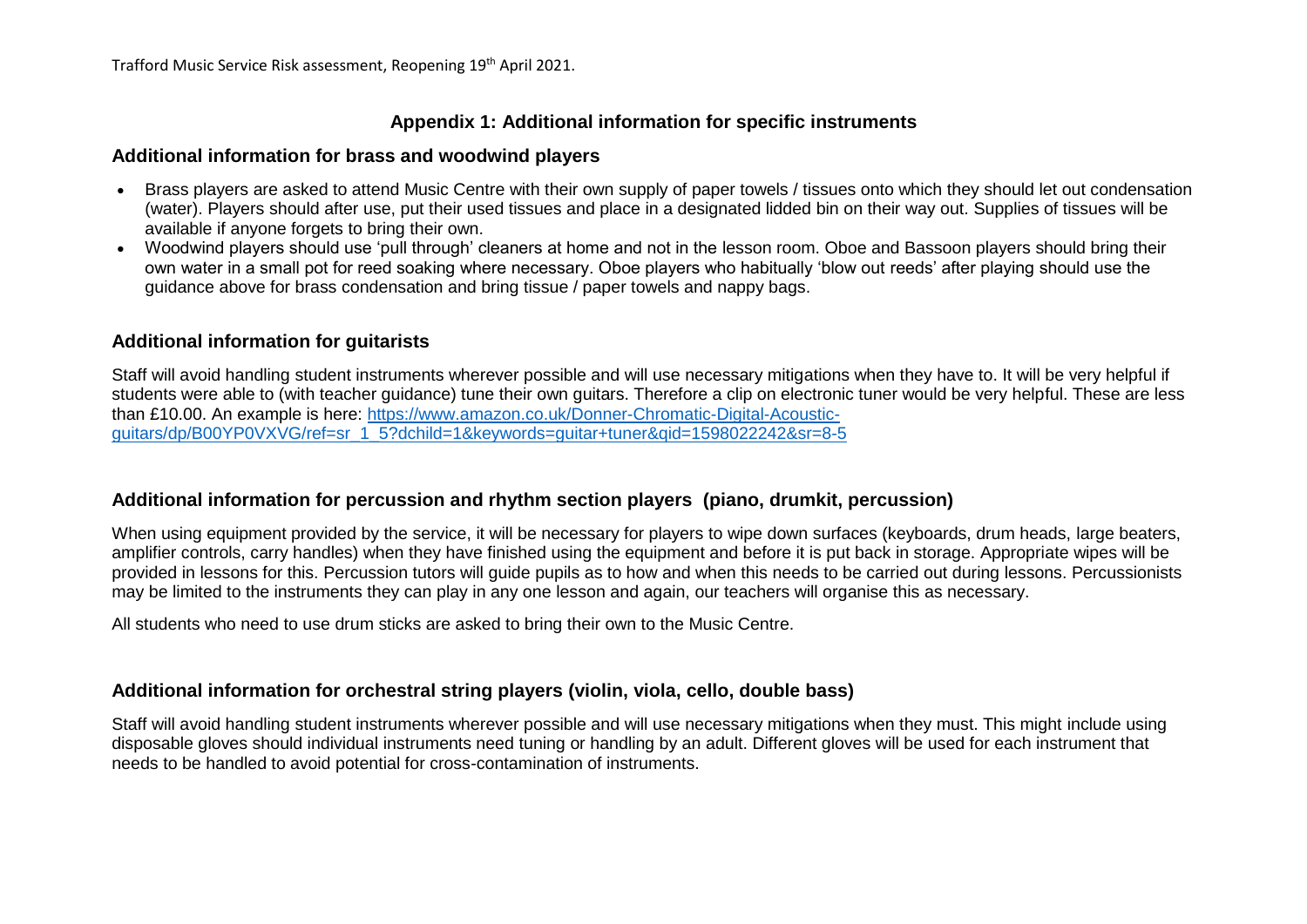## Appendix 1: Additional information for specific instruments

### Additional information for brass and woodwind players

- Brass players are asked to attend Music Centre with their own supply of paper towels / tissues onto which they should let out condensation (water). Players should after use, put their used tissues and place in a designated lidded bin on their way out. Supplies of tissues will be available if anyone forgets to bring their own.
- Woodwind players should use 'pull through' cleaners at home and not in the lesson room. Oboe and Bassoon players should bring their own water in a small pot for reed soaking where necessary. Oboe players who habitually 'blow out reeds' after playing should use the guidance above for brass condensation and bring tissue / paper towels and nappy bags.

### Additional information for guitarists

Staff will avoid handling student instruments wherever possible and will use necessary mitigations when they have to. It will be very helpful if students were able to (with teacher guidance) tune their own guitars. Therefore a clip on electronic tuner would be very helpful. These are less than £10.00. An example is here: https://www.amazon.co.uk/Donner-Chromatic-Digital-Acoustic-guitars/dp/B00YP0VXVG/ref=sr_1_5?dchild=1&keywords=guitar+tuner&qid=1598022242&sr=8-5

### Additional information for percussion and rhythm section players (piano, drumkit, percussion)

When using equipment provided by the service, it will be necessary for players to wipe down surfaces (keyboards, drum heads, large beaters, amplifier controls, carry handles) when they have finished using the equipment and before it is put back in storage. Appropriate wipes will be provided in lessons for this. Percussion tutors will guide pupils as to how and when this needs to be carried out during lessons. Percussionists may be limited to the instruments they can play in any one lesson and again, our teachers will organise this as necessary.

All students who need to use drum sticks are asked to bring their own to the Music Centre.

### Additional information for orchestral string players (violin, viola, cello, double bass)

Staff will avoid handling student instruments wherever possible and will use necessary mitigations when they must. This might include using disposable gloves should individual instruments need tuning or handling by an adult. Different gloves will be used for each instrument that needs to be handled to avoid potential for cross-contamination of instruments.